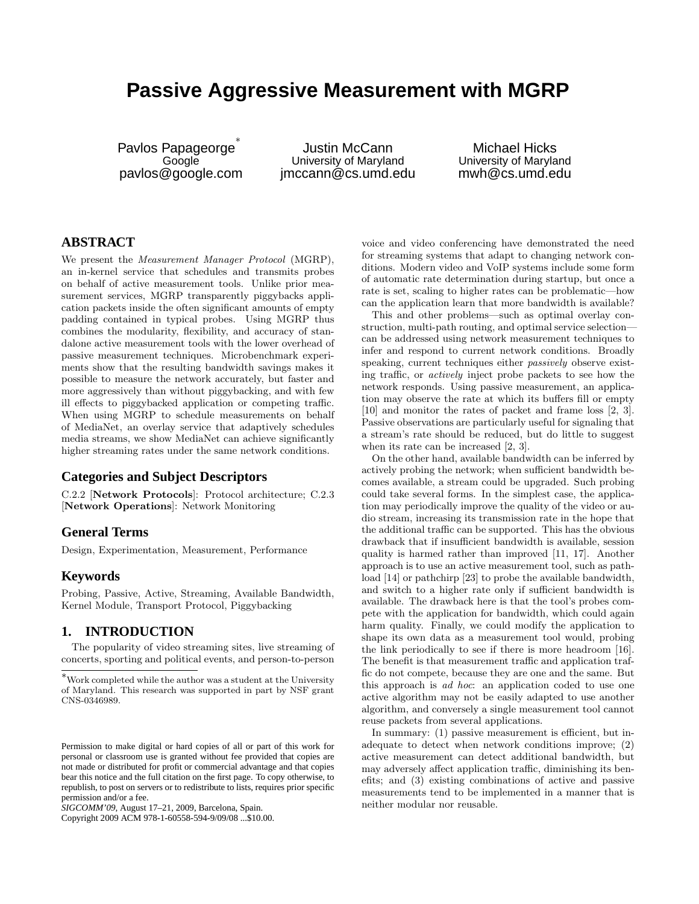# Passive Aggressive Measurement with MGRP

Pavlos Papageorge*
Google
pavlos@google.com

Justin McCann
University of Maryland
jmccann@cs.umd.edu

Michael Hicks
University of Maryland
mwh@cs.umd.edu

## ABSTRACT

We present the *Measurement Manager Protocol* (MGRP), an in-kernel service that schedules and transmits probes on behalf of active measurement tools. Unlike prior measurement services, MGRP transparently piggybacks application packets inside the often significant amounts of empty padding contained in typical probes. Using MGRP thus combines the modularity, flexibility, and accuracy of standalone active measurement tools with the lower overhead of passive measurement techniques. Microbenchmark experiments show that the resulting bandwidth savings makes it possible to measure the network accurately, but faster and more aggressively than without piggybacking, and with few ill effects to piggybacked application or competing traffic. When using MGRP to schedule measurements on behalf of MediaNet, an overlay service that adaptively schedules media streams, we show MediaNet can achieve significantly higher streaming rates under the same network conditions.

## Categories and Subject Descriptors

C.2.2 [**Network Protocols**]: Protocol architecture; C.2.3 [**Network Operations**]: Network Monitoring

## General Terms

Design, Experimentation, Measurement, Performance

## Keywords

Probing, Passive, Active, Streaming, Available Bandwidth, Kernel Module, Transport Protocol, Piggybacking

## 1. INTRODUCTION

The popularity of video streaming sites, live streaming of concerts, sporting and political events, and person-to-person voice and video conferencing have demonstrated the need for streaming systems that adapt to changing network conditions. Modern video and VoIP systems include some form of automatic rate determination during startup, but once a rate is set, scaling to higher rates can be problematic—how can the application learn that more bandwidth is available?

This and other problems—such as optimal overlay construction, multi-path routing, and optimal service selection—can be addressed using network measurement techniques to infer and respond to current network conditions. Broadly speaking, current techniques either *passively* observe existing traffic, or *actively* inject probe packets to see how the network responds. Using passive measurement, an application may observe the rate at which its buffers fill or empty [10] and monitor the rates of packet and frame loss [2, 3]. Passive observations are particularly useful for signaling that a stream's rate should be reduced, but do little to suggest when its rate can be increased [2, 3].

On the other hand, available bandwidth can be inferred by actively probing the network; when sufficient bandwidth becomes available, a stream could be upgraded. Such probing could take several forms. In the simplest case, the application may periodically improve the quality of the video or audio stream, increasing its transmission rate in the hope that the additional traffic can be supported. This has the obvious drawback that if insufficient bandwidth is available, session quality is harmed rather than improved [11, 17]. Another approach is to use an active measurement tool, such as pathload [14] or pathchirp [23] to probe the available bandwidth, and switch to a higher rate only if sufficient bandwidth is available. The drawback here is that the tool's probes compete with the application for bandwidth, which could again harm quality. Finally, we could modify the application to shape its own data as a measurement tool would, probing the link periodically to see if there is more headroom [16]. The benefit is that measurement traffic and application traffic do not compete, because they are one and the same. But this approach is *ad hoc*: an application coded to use one active algorithm may not be easily adapted to use another algorithm, and conversely a single measurement tool cannot reuse packets from several applications.

In summary: (1) passive measurement is efficient, but inadequate to detect when network conditions improve; (2) active measurement can detect additional bandwidth, but may adversely affect application traffic, diminishing its benefits; and (3) existing combinations of active and passive measurements tend to be implemented in a manner that is neither modular nor reusable.

*Work completed while the author was a student at the University of Maryland. This research was supported in part by NSF grant CNS-0346989.

Permission to make digital or hard copies of all or part of this work for personal or classroom use is granted without fee provided that copies are not made or distributed for profit or commercial advantage and that copies bear this notice and the full citation on the first page. To copy otherwise, to republish, to post on servers or to redistribute to lists, requires prior specific permission and/or a fee.
*SIGCOMM'09*, August 17–21, 2009, Barcelona, Spain.
Copyright 2009 ACM 978-1-60558-594-9/09/08 ...$10.00.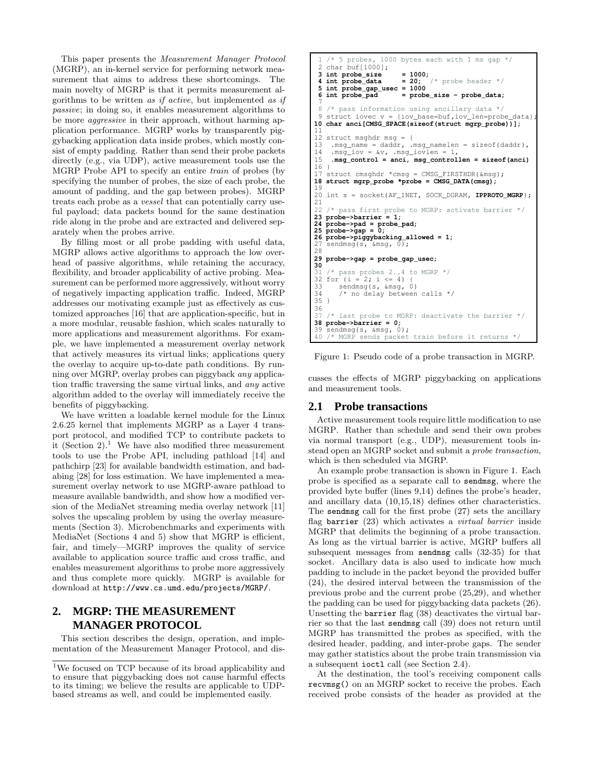This paper presents the *Measurement Manager Protocol* (MGRP), an in-kernel service for performing network measurement that aims to address these shortcomings. The main novelty of MGRP is that it permits measurement algorithms to be written *as if active*, but implemented *as if passive*; in doing so, it enables measurement algorithms to be more *aggressive* in their approach, without harming application performance. MGRP works by transparently piggybacking application data inside probes, which mostly consist of empty padding. Rather than send their probe packets directly (e.g., via UDP), active measurement tools use the MGRP Probe API to specify an entire *train* of probes (by specifying the number of probes, the size of each probe, the amount of padding, and the gap between probes). MGRP treats each probe as a *vessel* that can potentially carry useful payload; data packets bound for the same destination ride along in the probe and are extracted and delivered separately when the probes arrive.

By filling most or all probe padding with useful data, MGRP allows active algorithms to approach the low overhead of passive algorithms, while retaining the accuracy, flexibility, and broader applicability of active probing. Measurement can be performed more aggressively, without worry of negatively impacting application traffic. Indeed, MGRP addresses our motivating example just as effectively as customized approaches [16] that are application-specific, but in a more modular, reusable fashion, which scales naturally to more applications and measurement algorithms. For example, we have implemented a measurement overlay network that actively measures its virtual links; applications query the overlay to acquire up-to-date path conditions. By running over MGRP, overlay probes can piggyback *any* application traffic traversing the same virtual links, and *any* active algorithm added to the overlay will immediately receive the benefits of piggybacking.

We have written a loadable kernel module for the Linux 2.6.25 kernel that implements MGRP as a Layer 4 transport protocol, and modified TCP to contribute packets to it (Section 2).[1] We have also modified three measurement tools to use the Probe API, including pathload [14] and pathchirp [23] for available bandwidth estimation, and badabing [28] for loss estimation. We have implemented a measurement overlay network to use MGRP-aware pathload to measure available bandwidth, and show how a modified version of the MediaNet streaming media overlay network [11] solves the upscaling problem by using the overlay measurements (Section 3). Microbenchmarks and experiments with MediaNet (Sections 4 and 5) show that MGRP is efficient, fair, and timely—MGRP improves the quality of service available to application source traffic and cross traffic, and enables measurement algorithms to probe more aggressively and thus complete more quickly. MGRP is available for download at `http://www.cs.umd.edu/projects/MGRP/`.

## 2. MGRP: THE MEASUREMENT MANAGER PROTOCOL

This section describes the design, operation, and implementation of the Measurement Manager Protocol, and discusses the effects of MGRP piggybacking on applications and measurement tools.

[1] We focused on TCP because of its broad applicability and to ensure that piggybacking does not cause harmful effects to its timing; we believe the results are applicable to UDP-based streams as well, and could be implemented easily.

```
 1 /* 5 probes, 1000 bytes each with 1 ms gap */
 2 char buf[1000];
 3 int probe_size      = 1000;
 4 int probe_data      = 20;  /* probe header */
 5 int probe_gap_usec = 1000
 6 int probe_pad       = probe_size - probe_data;
 7
 8 /* pass information using ancillary data */
 9 struct iovec v = {iov_base=buf,iov_len=probe_data};
10 char anci[CMSG_SPACE(sizeof(struct mgrp_probe))];
11
12 struct msghdr msg = {
13  .msg_name = daddr, .msg_namelen = sizeof(daddr),
14  .msg_iov = &v, .msg_iovlen = 1,
15  .msg_control = anci, msg_controllen = sizeof(anci)
16 }
17 struct cmsghdr *cmsg = CMSG_FIRSTHDR(&msg);
18 struct mgrp_probe *probe = CMSG_DATA(cmsg);
19
20 int s = socket(AF_INET, SOCK_DGRAM, IPPROTO_MGRP);
21
22 /* pass first probe to MGRP: activate barrier */
23 probe->barrier = 1;
24 probe->pad = probe_pad;
25 probe->gap = 0;
26 probe->piggybacking_allowed = 1;
27 sendmsg(s, &msg, 0);
28
29 probe->gap = probe_gap_usec;
30
31 /* pass probes 2..4 to MGRP */
32 for (i = 2; i <= 4) {
33    sendmsg(s, &msg, 0)
34    /* no delay between calls */
35 }
36
37 /* last probe to MGRP: deactivate the barrier */
38 probe->barrier = 0;
39 sendmsg(s, &msg, 0);
40 /* MGRP sends packet train before it returns */
```

Figure 1: Pseudo code of a probe transaction in MGRP.

### 2.1 Probe transactions

Active measurement tools require little modification to use MGRP. Rather than schedule and send their own probes via normal transport (e.g., UDP), measurement tools instead open an MGRP socket and submit a *probe transaction*, which is then scheduled via MGRP.

An example probe transaction is shown in Figure 1. Each probe is specified as a separate call to `sendmsg`, where the provided byte buffer (lines 9,14) defines the probe's header, and ancillary data (10,15,18) defines other characteristics. The `sendmsg` call for the first probe (27) sets the ancillary flag `barrier` (23) which activates a *virtual barrier* inside MGRP that delimits the beginning of a probe transaction. As long as the virtual barrier is active, MGRP buffers all subsequent messages from `sendmsg` calls (32-35) for that socket. Ancillary data is also used to indicate how much padding to include in the packet beyond the provided buffer (24), the desired interval between the transmission of the previous probe and the current probe (25,29), and whether the padding can be used for piggybacking data packets (26). Unsetting the `barrier` flag (38) deactivates the virtual barrier so that the last `sendmsg` call (39) does not return until MGRP has transmitted the probes as specified, with the desired header, padding, and inter-probe gaps. The sender may gather statistics about the probe train transmission via a subsequent `ioctl` call (see Section 2.4).

At the destination, the tool's receiving component calls `recvmsg()` on an MGRP socket to receive the probes. Each received probe consists of the header as provided at the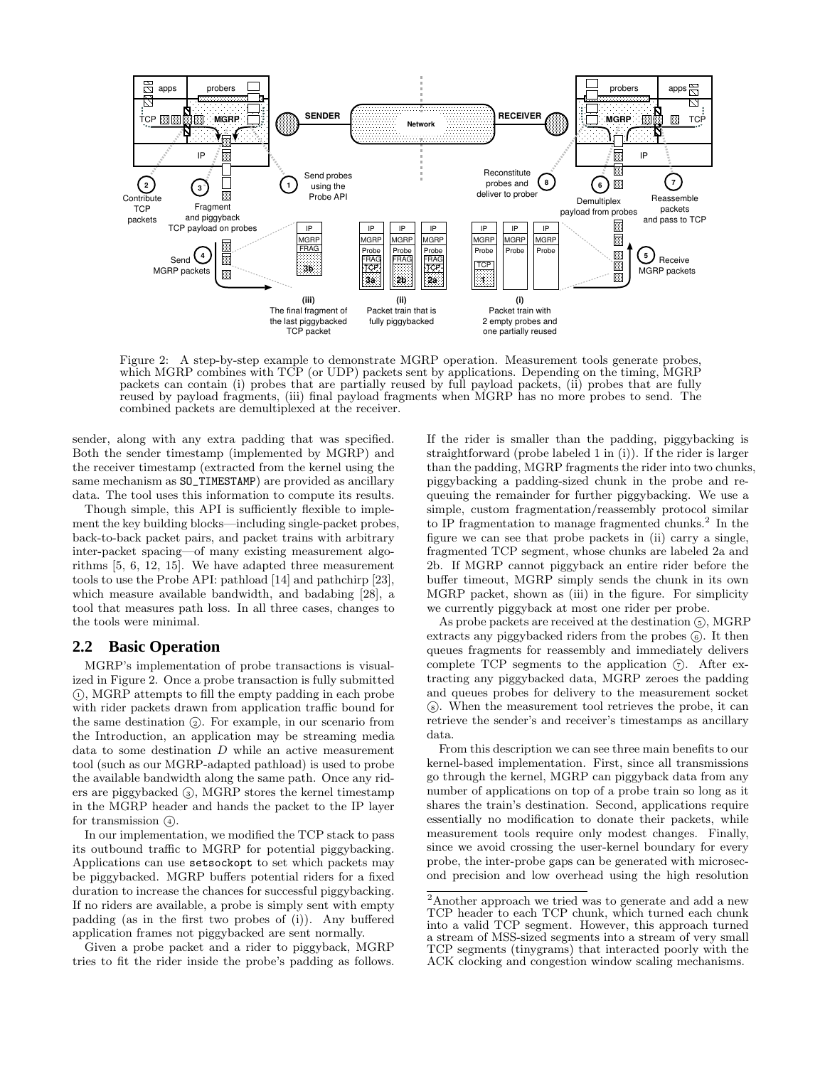Figure 2: A step-by-step example to demonstrate MGRP operation. Measurement tools generate probes, which MGRP combines with TCP (or UDP) packets sent by applications. Depending on the timing, MGRP packets can contain (i) probes that are partially reused by full payload packets, (ii) probes that are fully reused by payload fragments, (iii) final payload fragments when MGRP has no more probes to send. The combined packets are demultiplexed at the receiver.

sender, along with any extra padding that was specified. Both the sender timestamp (implemented by MGRP) and the receiver timestamp (extracted from the kernel using the same mechanism as `SO_TIMESTAMP`) are provided as ancillary data. The tool uses this information to compute its results.

Though simple, this API is sufficiently flexible to implement the key building blocks—including single-packet probes, back-to-back packet pairs, and packet trains with arbitrary inter-packet spacing—of many existing measurement algorithms [5, 6, 12, 15]. We have adapted three measurement tools to use the Probe API: pathload [14] and pathchirp [23], which measure available bandwidth, and badabing [28], a tool that measures path loss. In all three cases, changes to the tools were minimal.

## 2.2 Basic Operation

MGRP's implementation of probe transactions is visualized in Figure 2. Once a probe transaction is fully submitted ①, MGRP attempts to fill the empty padding in each probe with rider packets drawn from application traffic bound for the same destination ②. For example, in our scenario from the Introduction, an application may be streaming media data to some destination $D$ while an active measurement tool (such as our MGRP-adapted pathload) is used to probe the available bandwidth along the same path. Once any riders are piggybacked ③, MGRP stores the kernel timestamp in the MGRP header and hands the packet to the IP layer for transmission ④.

In our implementation, we modified the TCP stack to pass its outbound traffic to MGRP for potential piggybacking. Applications can use `setsockopt` to set which packets may be piggybacked. MGRP buffers potential riders for a fixed duration to increase the chances for successful piggybacking. If no riders are available, a probe is simply sent with empty padding (as in the first two probes of (i)). Any buffered application frames not piggybacked are sent normally.

Given a probe packet and a rider to piggyback, MGRP tries to fit the rider inside the probe's padding as follows. If the rider is smaller than the padding, piggybacking is straightforward (probe labeled 1 in (i)). If the rider is larger than the padding, MGRP fragments the rider into two chunks, piggybacking a padding-sized chunk in the probe and requeuing the remainder for further piggybacking. We use a simple, custom fragmentation/reassembly protocol similar to IP fragmentation to manage fragmented chunks.[2] In the figure we can see that probe packets in (ii) carry a single, fragmented TCP segment, whose chunks are labeled 2a and 2b. If MGRP cannot piggyback an entire rider before the buffer timeout, MGRP simply sends the chunk in its own MGRP packet, shown as (iii) in the figure. For simplicity we currently piggyback at most one rider per probe.

As probe packets are received at the destination ⑤, MGRP extracts any piggybacked riders from the probes ⑥. It then queues fragments for reassembly and immediately delivers complete TCP segments to the application ⑦. After extracting any piggybacked data, MGRP zeroes the padding and queues probes for delivery to the measurement socket ⑧. When the measurement tool retrieves the probe, it can retrieve the sender's and receiver's timestamps as ancillary data.

From this description we can see three main benefits to our kernel-based implementation. First, since all transmissions go through the kernel, MGRP can piggyback data from any number of applications on top of a probe train so long as it shares the train's destination. Second, applications require essentially no modification to donate their packets, while measurement tools require only modest changes. Finally, since we avoid crossing the user-kernel boundary for every probe, the inter-probe gaps can be generated with microsecond precision and low overhead using the high resolution

[2] Another approach we tried was to generate and add a new TCP header to each TCP chunk, which turned each chunk into a valid TCP segment. However, this approach turned a stream of MSS-sized segments into a stream of very small TCP segments (tinygrams) that interacted poorly with the ACK clocking and congestion window scaling mechanisms.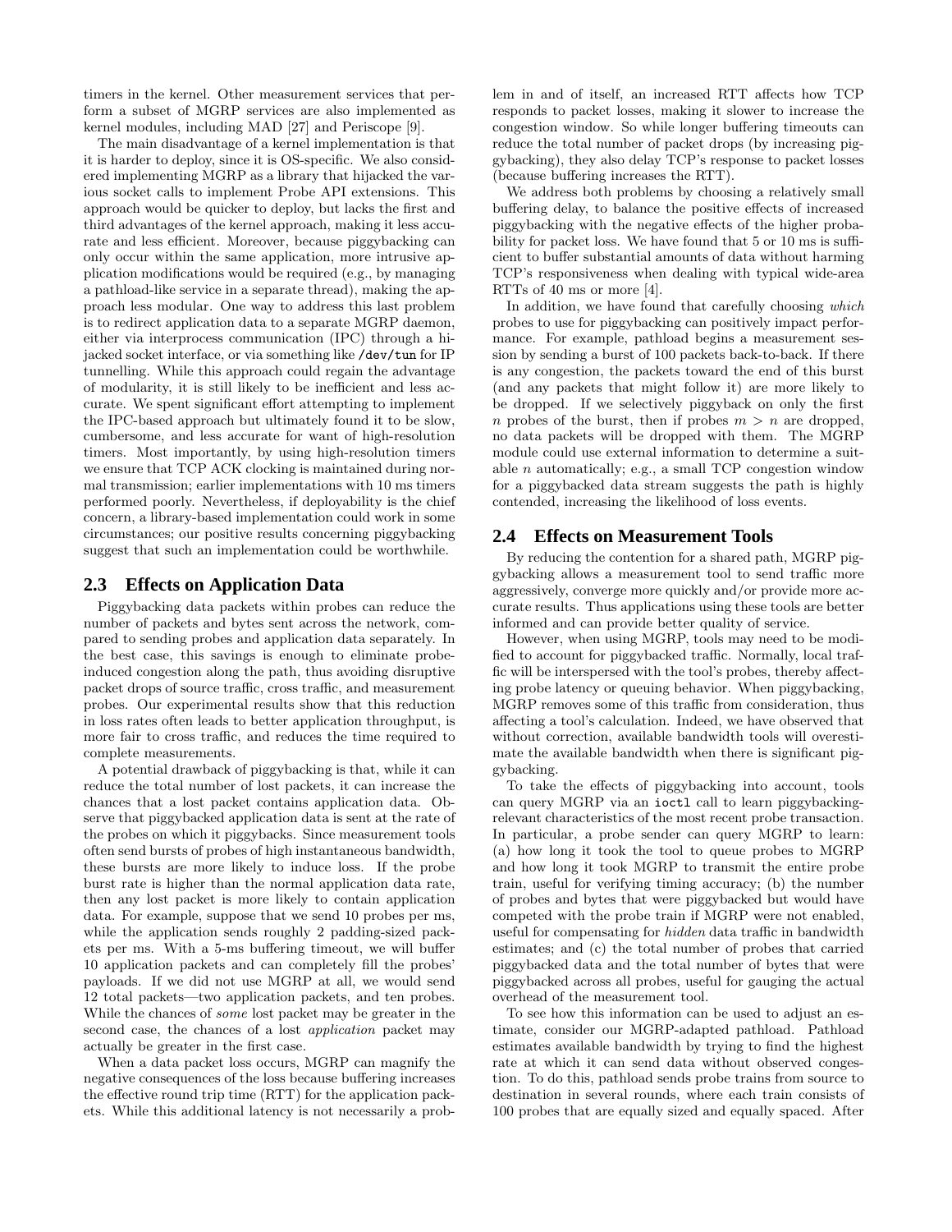timers in the kernel. Other measurement services that perform a subset of MGRP services are also implemented as kernel modules, including MAD [27] and Periscope [9].

The main disadvantage of a kernel implementation is that it is harder to deploy, since it is OS-specific. We also considered implementing MGRP as a library that hijacked the various socket calls to implement Probe API extensions. This approach would be quicker to deploy, but lacks the first and third advantages of the kernel approach, making it less accurate and less efficient. Moreover, because piggybacking can only occur within the same application, more intrusive application modifications would be required (e.g., by managing a pathload-like service in a separate thread), making the approach less modular. One way to address this last problem is to redirect application data to a separate MGRP daemon, either via interprocess communication (IPC) through a hijacked socket interface, or via something like `/dev/tun` for IP tunnelling. While this approach could regain the advantage of modularity, it is still likely to be inefficient and less accurate. We spent significant effort attempting to implement the IPC-based approach but ultimately found it to be slow, cumbersome, and less accurate for want of high-resolution timers. Most importantly, by using high-resolution timers we ensure that TCP ACK clocking is maintained during normal transmission; earlier implementations with 10 ms timers performed poorly. Nevertheless, if deployability is the chief concern, a library-based implementation could work in some circumstances; our positive results concerning piggybacking suggest that such an implementation could be worthwhile.

## 2.3 Effects on Application Data

Piggybacking data packets within probes can reduce the number of packets and bytes sent across the network, compared to sending probes and application data separately. In the best case, this savings is enough to eliminate probe-induced congestion along the path, thus avoiding disruptive packet drops of source traffic, cross traffic, and measurement probes. Our experimental results show that this reduction in loss rates often leads to better application throughput, is more fair to cross traffic, and reduces the time required to complete measurements.

A potential drawback of piggybacking is that, while it can reduce the total number of lost packets, it can increase the chances that a lost packet contains application data. Observe that piggybacked application data is sent at the rate of the probes on which it piggybacks. Since measurement tools often send bursts of probes of high instantaneous bandwidth, these bursts are more likely to induce loss. If the probe burst rate is higher than the normal application data rate, then any lost packet is more likely to contain application data. For example, suppose that we send 10 probes per ms, while the application sends roughly 2 padding-sized packets per ms. With a 5-ms buffering timeout, we will buffer 10 application packets and can completely fill the probes' payloads. If we did not use MGRP at all, we would send 12 total packets—two application packets, and ten probes. While the chances of *some* lost packet may be greater in the second case, the chances of a lost *application* packet may actually be greater in the first case.

When a data packet loss occurs, MGRP can magnify the negative consequences of the loss because buffering increases the effective round trip time (RTT) for the application packets. While this additional latency is not necessarily a problem in and of itself, an increased RTT affects how TCP responds to packet losses, making it slower to increase the congestion window. So while longer buffering timeouts can reduce the total number of packet drops (by increasing piggybacking), they also delay TCP's response to packet losses (because buffering increases the RTT).

We address both problems by choosing a relatively small buffering delay, to balance the positive effects of increased piggybacking with the negative effects of the higher probability for packet loss. We have found that 5 or 10 ms is sufficient to buffer substantial amounts of data without harming TCP's responsiveness when dealing with typical wide-area RTTs of 40 ms or more [4].

In addition, we have found that carefully choosing *which* probes to use for piggybacking can positively impact performance. For example, pathload begins a measurement session by sending a burst of 100 packets back-to-back. If there is any congestion, the packets toward the end of this burst (and any packets that might follow it) are more likely to be dropped. If we selectively piggyback on only the first $n$ probes of the burst, then if probes $m > n$ are dropped, no data packets will be dropped with them. The MGRP module could use external information to determine a suitable $n$ automatically; e.g., a small TCP congestion window for a piggybacked data stream suggests the path is highly contended, increasing the likelihood of loss events.

## 2.4 Effects on Measurement Tools

By reducing the contention for a shared path, MGRP piggybacking allows a measurement tool to send traffic more aggressively, converge more quickly and/or provide more accurate results. Thus applications using these tools are better informed and can provide better quality of service.

However, when using MGRP, tools may need to be modified to account for piggybacked traffic. Normally, local traffic will be interspersed with the tool's probes, thereby affecting probe latency or queuing behavior. When piggybacking, MGRP removes some of this traffic from consideration, thus affecting a tool's calculation. Indeed, we have observed that without correction, available bandwidth tools will overestimate the available bandwidth when there is significant piggybacking.

To take the effects of piggybacking into account, tools can query MGRP via an `ioctl` call to learn piggybacking-relevant characteristics of the most recent probe transaction. In particular, a probe sender can query MGRP to learn: (a) how long it took the tool to queue probes to MGRP and how long it took MGRP to transmit the entire probe train, useful for verifying timing accuracy; (b) the number of probes and bytes that were piggybacked but would have competed with the probe train if MGRP were not enabled, useful for compensating for *hidden* data traffic in bandwidth estimates; and (c) the total number of probes that carried piggybacked data and the total number of bytes that were piggybacked across all probes, useful for gauging the actual overhead of the measurement tool.

To see how this information can be used to adjust an estimate, consider our MGRP-adapted pathload. Pathload estimates available bandwidth by trying to find the highest rate at which it can send data without observed congestion. To do this, pathload sends probe trains from source to destination in several rounds, where each train consists of 100 probes that are equally sized and equally spaced. After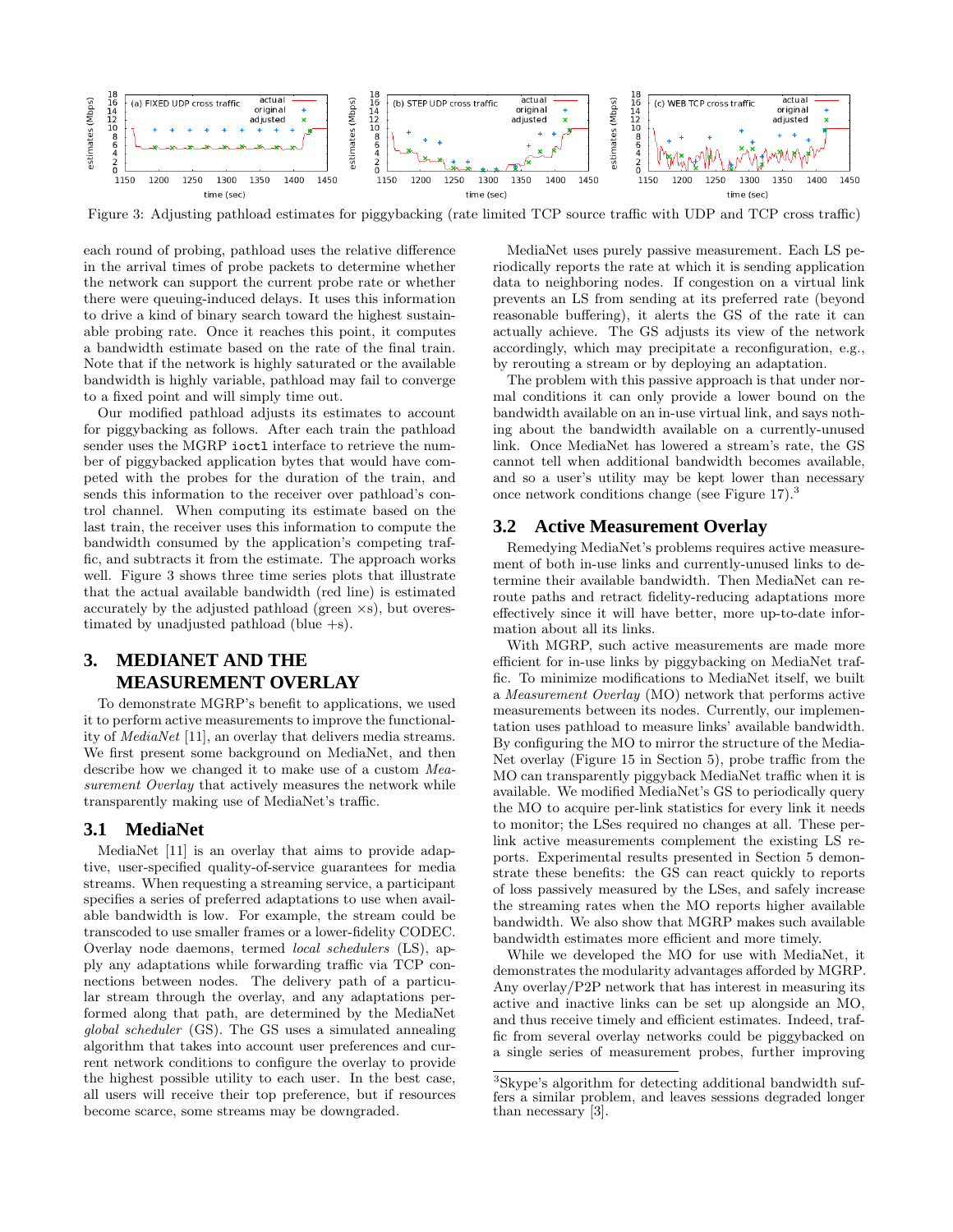Figure 3: Adjusting pathload estimates for piggybacking (rate limited TCP source traffic with UDP and TCP cross traffic)

each round of probing, pathload uses the relative difference in the arrival times of probe packets to determine whether the network can support the current probe rate or whether there were queuing-induced delays. It uses this information to drive a kind of binary search toward the highest sustainable probing rate. Once it reaches this point, it computes a bandwidth estimate based on the rate of the final train. Note that if the network is highly saturated or the available bandwidth is highly variable, pathload may fail to converge to a fixed point and will simply time out.

Our modified pathload adjusts its estimates to account for piggybacking as follows. After each train the pathload sender uses the MGRP `ioctl` interface to retrieve the number of piggybacked application bytes that would have competed with the probes for the duration of the train, and sends this information to the receiver over pathload's control channel. When computing its estimate based on the last train, the receiver uses this information to compute the bandwidth consumed by the application's competing traffic, and subtracts it from the estimate. The approach works well. Figure 3 shows three time series plots that illustrate that the actual available bandwidth (red line) is estimated accurately by the adjusted pathload (green ×s), but overestimated by unadjusted pathload (blue +s).

# 3. MEDIANET AND THE MEASUREMENT OVERLAY

To demonstrate MGRP's benefit to applications, we used it to perform active measurements to improve the functionality of *MediaNet* [11], an overlay that delivers media streams. We first present some background on MediaNet, and then describe how we changed it to make use of a custom *Measurement Overlay* that actively measures the network while transparently making use of MediaNet's traffic.

## 3.1 MediaNet

MediaNet [11] is an overlay that aims to provide adaptive, user-specified quality-of-service guarantees for media streams. When requesting a streaming service, a participant specifies a series of preferred adaptations to use when available bandwidth is low. For example, the stream could be transcoded to use smaller frames or a lower-fidelity CODEC. Overlay node daemons, termed *local schedulers* (LS), apply any adaptations while forwarding traffic via TCP connections between nodes. The delivery path of a particular stream through the overlay, and any adaptations performed along that path, are determined by the MediaNet *global scheduler* (GS). The GS uses a simulated annealing algorithm that takes into account user preferences and current network conditions to configure the overlay to provide the highest possible utility to each user. In the best case, all users will receive their top preference, but if resources become scarce, some streams may be downgraded.

MediaNet uses purely passive measurement. Each LS periodically reports the rate at which it is sending application data to neighboring nodes. If congestion on a virtual link prevents an LS from sending at its preferred rate (beyond reasonable buffering), it alerts the GS of the rate it can actually achieve. The GS adjusts its view of the network accordingly, which may precipitate a reconfiguration, e.g., by rerouting a stream or by deploying an adaptation.

The problem with this passive approach is that under normal conditions it can only provide a lower bound on the bandwidth available on an in-use virtual link, and says nothing about the bandwidth available on a currently-unused link. Once MediaNet has lowered a stream's rate, the GS cannot tell when additional bandwidth becomes available, and so a user's utility may be kept lower than necessary once network conditions change (see Figure 17).[3]

## 3.2 Active Measurement Overlay

Remedying MediaNet's problems requires active measurement of both in-use links and currently-unused links to determine their available bandwidth. Then MediaNet can reroute paths and retract fidelity-reducing adaptations more effectively since it will have better, more up-to-date information about all its links.

With MGRP, such active measurements are made more efficient for in-use links by piggybacking on MediaNet traffic. To minimize modifications to MediaNet itself, we built a *Measurement Overlay* (MO) network that performs active measurements between its nodes. Currently, our implementation uses pathload to measure links' available bandwidth. By configuring the MO to mirror the structure of the MediaNet overlay (Figure 15 in Section 5), probe traffic from the MO can transparently piggyback MediaNet traffic when it is available. We modified MediaNet's GS to periodically query the MO to acquire per-link statistics for every link it needs to monitor; the LSes required no changes at all. These per-link active measurements complement the existing LS reports. Experimental results presented in Section 5 demonstrate these benefits: the GS can react quickly to reports of loss passively measured by the LSes, and safely increase the streaming rates when the MO reports higher available bandwidth. We also show that MGRP makes such available bandwidth estimates more efficient and more timely.

While we developed the MO for use with MediaNet, it demonstrates the modularity advantages afforded by MGRP. Any overlay/P2P network that has interest in measuring its active and inactive links can be set up alongside an MO, and thus receive timely and efficient estimates. Indeed, traffic from several overlay networks could be piggybacked on a single series of measurement probes, further improving

[3]Skype's algorithm for detecting additional bandwidth suffers a similar problem, and leaves sessions degraded longer than necessary [3].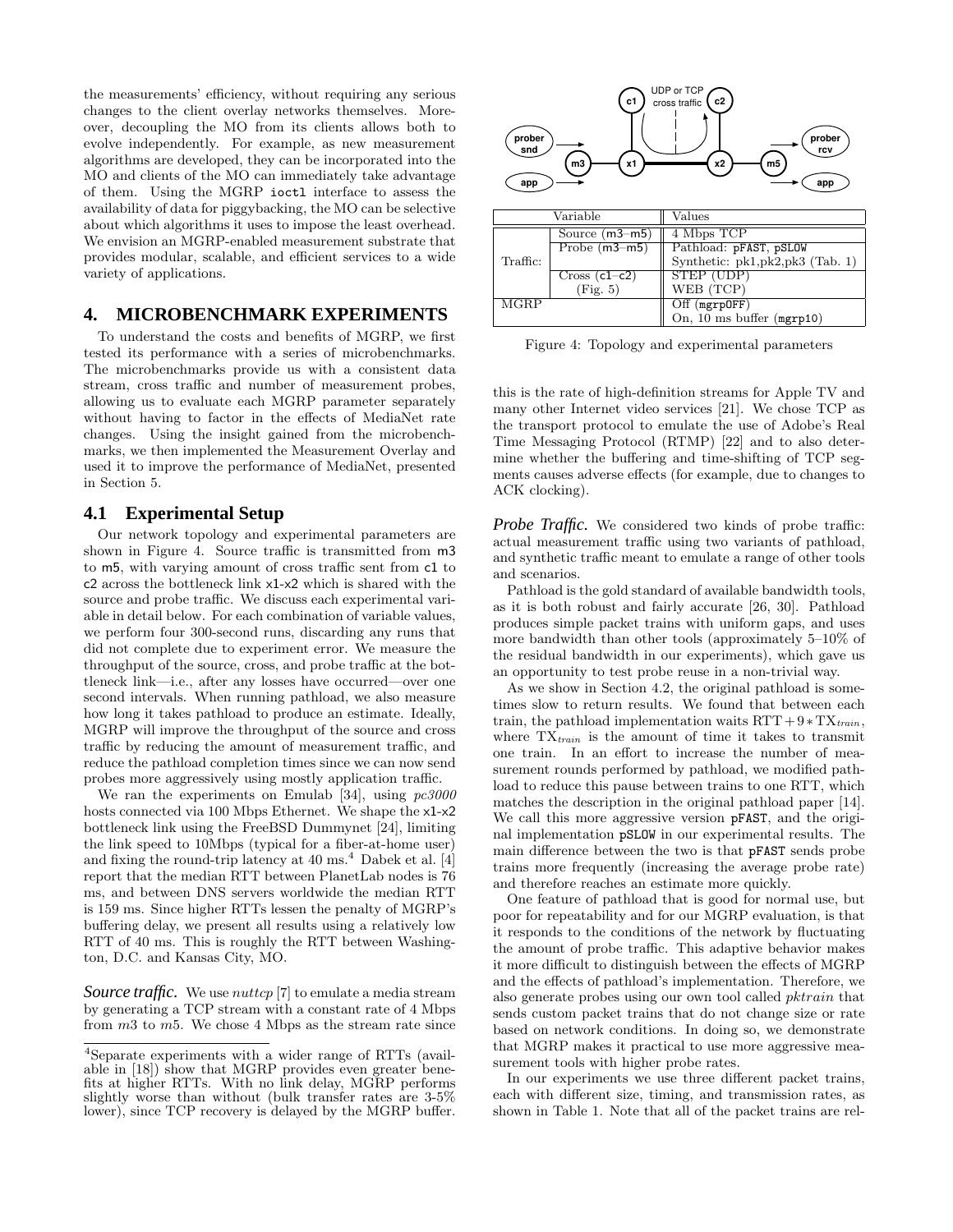the measurements' efficiency, without requiring any serious changes to the client overlay networks themselves. Moreover, decoupling the MO from its clients allows both to evolve independently. For example, as new measurement algorithms are developed, they can be incorporated into the MO and clients of the MO can immediately take advantage of them. Using the MGRP `ioctl` interface to assess the availability of data for piggybacking, the MO can be selective about which algorithms it uses to impose the least overhead. We envision an MGRP-enabled measurement substrate that provides modular, scalable, and efficient services to a wide variety of applications.

# 4. MICROBENCHMARK EXPERIMENTS

To understand the costs and benefits of MGRP, we first tested its performance with a series of microbenchmarks. The microbenchmarks provide us with a consistent data stream, cross traffic and number of measurement probes, allowing us to evaluate each MGRP parameter separately without having to factor in the effects of MediaNet rate changes. Using the insight gained from the microbenchmarks, we then implemented the Measurement Overlay and used it to improve the performance of MediaNet, presented in Section 5.

## 4.1 Experimental Setup

Our network topology and experimental parameters are shown in Figure 4. Source traffic is transmitted from m3 to m5, with varying amount of cross traffic sent from c1 to c2 across the bottleneck link x1-x2 which is shared with the source and probe traffic. We discuss each experimental variable in detail below. For each combination of variable values, we perform four 300-second runs, discarding any runs that did not complete due to experiment error. We measure the throughput of the source, cross, and probe traffic at the bottleneck link—i.e., after any losses have occurred—over one second intervals. When running pathload, we also measure how long it takes pathload to produce an estimate. Ideally, MGRP will improve the throughput of the source and cross traffic by reducing the amount of measurement traffic, and reduce the pathload completion times since we can now send probes more aggressively using mostly application traffic.

We ran the experiments on Emulab [34], using *pc3000* hosts connected via 100 Mbps Ethernet. We shape the x1-x2 bottleneck link using the FreeBSD Dummynet [24], limiting the link speed to 10Mbps (typical for a fiber-at-home user) and fixing the round-trip latency at 40 ms.[4] Dabek et al. [4] report that the median RTT between PlanetLab nodes is 76 ms, and between DNS servers worldwide the median RTT is 159 ms. Since higher RTTs lessen the penalty of MGRP's buffering delay, we present all results using a relatively low RTT of 40 ms. This is roughly the RTT between Washington, D.C. and Kansas City, MO.

***Source traffic.*** We use *nuttcp* [7] to emulate a media stream by generating a TCP stream with a constant rate of 4 Mbps from $m3$ to $m5$. We chose 4 Mbps as the stream rate since this is the rate of high-definition streams for Apple TV and many other Internet video services [21]. We chose TCP as the transport protocol to emulate the use of Adobe's Real Time Messaging Protocol (RTMP) [22] and to also determine whether the buffering and time-shifting of TCP segments causes adverse effects (for example, due to changes to ACK clocking).

[4]Separate experiments with a wider range of RTTs (available in [18]) show that MGRP provides even greater benefits at higher RTTs. With no link delay, MGRP performs slightly worse than without (bulk transfer rates are 3-5% lower), since TCP recovery is delayed by the MGRP buffer.

| Variable | | Values |
|---|---|---|
| Traffic: | Source (m3–m5) | 4 Mbps TCP |
| | Probe (m3–m5) | Pathload: pFAST, pSLOW<br>Synthetic: pk1,pk2,pk3 (Tab. 1) |
| | Cross (c1–c2) (Fig. 5) | STEP (UDP)<br>WEB (TCP) |
| MGRP | | Off (mgrpOFF)<br>On, 10 ms buffer (mgrp10) |

Figure 4: Topology and experimental parameters

***Probe Traffic.*** We considered two kinds of probe traffic: actual measurement traffic using two variants of pathload, and synthetic traffic meant to emulate a range of other tools and scenarios.

Pathload is the gold standard of available bandwidth tools, as it is both robust and fairly accurate [26, 30]. Pathload produces simple packet trains with uniform gaps, and uses more bandwidth than other tools (approximately 5–10% of the residual bandwidth in our experiments), which gave us an opportunity to test probe reuse in a non-trivial way.

As we show in Section 4.2, the original pathload is sometimes slow to return results. We found that between each train, the pathload implementation waits $\mathrm{RTT} + 9 * \mathrm{TX}_{train}$, where $\mathrm{TX}_{train}$ is the amount of time it takes to transmit one train. In an effort to increase the number of measurement rounds performed by pathload, we modified pathload to reduce this pause between trains to one RTT, which matches the description in the original pathload paper [14]. We call this more aggressive version `pFAST`, and the original implementation `pSLOW` in our experimental results. The main difference between the two is that `pFAST` sends probe trains more frequently (increasing the average probe rate) and therefore reaches an estimate more quickly.

One feature of pathload that is good for normal use, but poor for repeatability and for our MGRP evaluation, is that it responds to the conditions of the network by fluctuating the amount of probe traffic. This adaptive behavior makes it more difficult to distinguish between the effects of MGRP and the effects of pathload's implementation. Therefore, we also generate probes using our own tool called *pktrain* that sends custom packet trains that do not change size or rate based on network conditions. In doing so, we demonstrate that MGRP makes it practical to use more aggressive measurement tools with higher probe rates.

In our experiments we use three different packet trains, each with different size, timing, and transmission rates, as shown in Table 1. Note that all of the packet trains are rel-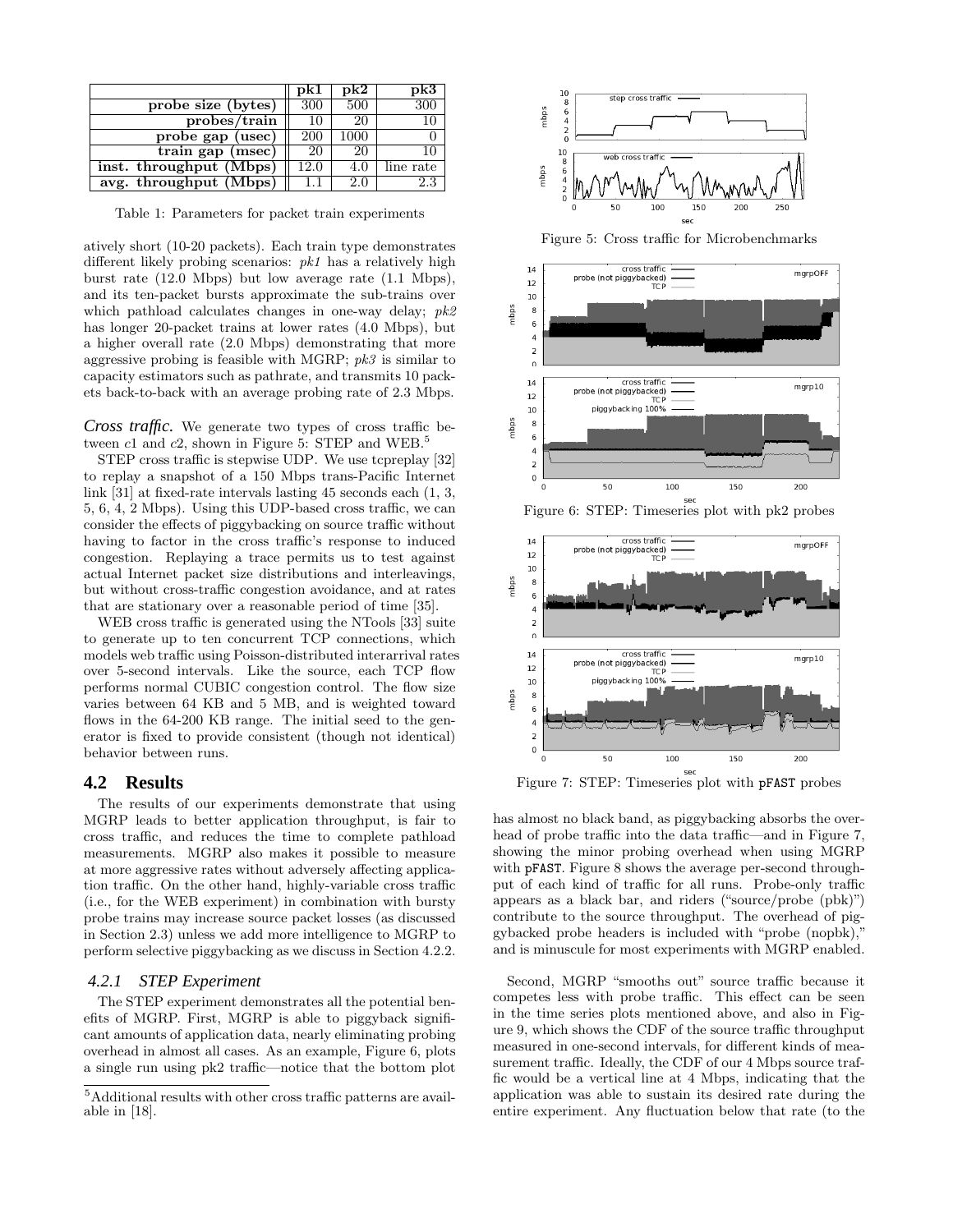|  | pk1 | pk2 | pk3 |
|---|---|---|---|
| probe size (bytes) | 300 | 500 | 300 |
| probes/train | 10 | 20 | 10 |
| probe gap (usec) | 200 | 1000 | 0 |
| train gap (msec) | 20 | 20 | 10 |
| inst. throughput (Mbps) | 12.0 | 4.0 | line rate |
| avg. throughput (Mbps) | 1.1 | 2.0 | 2.3 |

Table 1: Parameters for packet train experiments

atively short (10-20 packets). Each train type demonstrates different likely probing scenarios: *pk1* has a relatively high burst rate (12.0 Mbps) but low average rate (1.1 Mbps), and its ten-packet bursts approximate the sub-trains over which pathload calculates changes in one-way delay; *pk2* has longer 20-packet trains at lower rates (4.0 Mbps), but a higher overall rate (2.0 Mbps) demonstrating that more aggressive probing is feasible with MGRP; *pk3* is similar to capacity estimators such as pathrate, and transmits 10 packets back-to-back with an average probing rate of 2.3 Mbps.

***Cross traffic.*** We generate two types of cross traffic between *c1* and *c2*, shown in Figure 5: STEP and WEB.[5]

STEP cross traffic is stepwise UDP. We use tcpreplay [32] to replay a snapshot of a 150 Mbps trans-Pacific Internet link [31] at fixed-rate intervals lasting 45 seconds each (1, 3, 5, 6, 4, 2 Mbps). Using this UDP-based cross traffic, we can consider the effects of piggybacking on source traffic without having to factor in the cross traffic's response to induced congestion. Replaying a trace permits us to test against actual Internet packet size distributions and interleavings, but without cross-traffic congestion avoidance, and at rates that are stationary over a reasonable period of time [35].

WEB cross traffic is generated using the NTools [33] suite to generate up to ten concurrent TCP connections, which models web traffic using Poisson-distributed interarrival rates over 5-second intervals. Like the source, each TCP flow performs normal CUBIC congestion control. The flow size varies between 64 KB and 5 MB, and is weighted toward flows in the 64-200 KB range. The initial seed to the generator is fixed to provide consistent (though not identical) behavior between runs.

## 4.2 Results

The results of our experiments demonstrate that using MGRP leads to better application throughput, is fair to cross traffic, and reduces the time to complete pathload measurements. MGRP also makes it possible to measure at more aggressive rates without adversely affecting application traffic. On the other hand, highly-variable cross traffic (i.e., for the WEB experiment) in combination with bursty probe trains may increase source packet losses (as discussed in Section 2.3) unless we add more intelligence to MGRP to perform selective piggybacking as we discuss in Section 4.2.2.

### 4.2.1 STEP Experiment

The STEP experiment demonstrates all the potential benefits of MGRP. First, MGRP is able to piggyback significant amounts of application data, nearly eliminating probing overhead in almost all cases. As an example, Figure 6, plots a single run using pk2 traffic—notice that the bottom plot has almost no black band, as piggybacking absorbs the overhead of probe traffic into the data traffic—and in Figure 7, showing the minor probing overhead when using MGRP with pFAST. Figure 8 shows the average per-second throughput of each kind of traffic for all runs. Probe-only traffic appears as a black bar, and riders ("source/probe (pbk)") contribute to the source throughput. The overhead of piggybacked probe headers is included with "probe (nopbk)," and is minuscule for most experiments with MGRP enabled.

Second, MGRP "smooths out" source traffic because it competes less with probe traffic. This effect can be seen in the time series plots mentioned above, and also in Figure 9, which shows the CDF of the source traffic throughput measured in one-second intervals, for different kinds of measurement traffic. Ideally, the CDF of our 4 Mbps source traffic would be a vertical line at 4 Mbps, indicating that the application was able to sustain its desired rate during the entire experiment. Any fluctuation below that rate (to the

Figure 5: Cross traffic for Microbenchmarks

Figure 6: STEP: Timeseries plot with pk2 probes

Figure 7: STEP: Timeseries plot with pFAST probes

[5] Additional results with other cross traffic patterns are available in [18].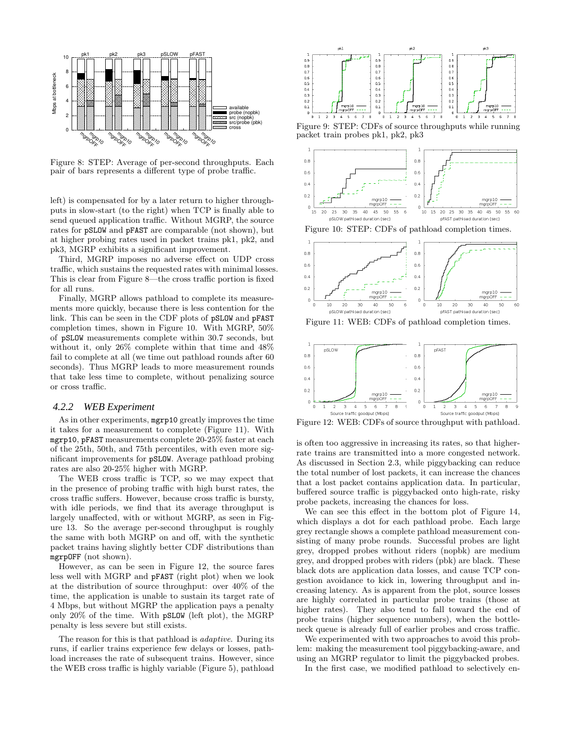Figure 8: STEP: Average of per-second throughputs. Each pair of bars represents a different type of probe traffic.

left) is compensated for by a later return to higher throughputs in slow-start (to the right) when TCP is finally able to send queued application traffic. Without MGRP, the source rates for pSLOW and pFAST are comparable (not shown), but at higher probing rates used in packet trains pk1, pk2, and pk3, MGRP exhibits a significant improvement.

Third, MGRP imposes no adverse effect on UDP cross traffic, which sustains the requested rates with minimal losses. This is clear from Figure 8—the cross traffic portion is fixed for all runs.

Finally, MGRP allows pathload to complete its measurements more quickly, because there is less contention for the link. This can be seen in the CDF plots of pSLOW and pFAST completion times, shown in Figure 10. With MGRP, 50% of pSLOW measurements complete within 30.7 seconds, but without it, only 26% complete within that time and 48% fail to complete at all (we time out pathload rounds after 60 seconds). Thus MGRP leads to more measurement rounds that take less time to complete, without penalizing source or cross traffic.

### 4.2.2 WEB Experiment

As in other experiments, mgrp10 greatly improves the time it takes for a measurement to complete (Figure 11). With mgrp10, pFAST measurements complete 20-25% faster at each of the 25th, 50th, and 75th percentiles, with even more significant improvements for pSLOW. Average pathload probing rates are also 20-25% higher with MGRP.

The WEB cross traffic is TCP, so we may expect that in the presence of probing traffic with high burst rates, the cross traffic suffers. However, because cross traffic is bursty, with idle periods, we find that its average throughput is largely unaffected, with or without MGRP, as seen in Figure 13. So the average per-second throughput is roughly the same with both MGRP on and off, with the synthetic packet trains having slightly better CDF distributions than mgrpOFF (not shown).

However, as can be seen in Figure 12, the source fares less well with MGRP and pFAST (right plot) when we look at the distribution of source throughput: over 40% of the time, the application is unable to sustain its target rate of 4 Mbps, but without MGRP the application pays a penalty only 20% of the time. With pSLOW (left plot), the MGRP penalty is less severe but still exists.

The reason for this is that pathload is *adaptive*. During its runs, if earlier trains experience few delays or losses, pathload increases the rate of subsequent trains. However, since the WEB cross traffic is highly variable (Figure 5), pathload

Figure 9: STEP: CDFs of source throughputs while running packet train probes pk1, pk2, pk3

Figure 10: STEP: CDFs of pathload completion times.

Figure 11: WEB: CDFs of pathload completion times.

Figure 12: WEB: CDFs of source throughput with pathload.

is often too aggressive in increasing its rates, so that higher-rate trains are transmitted into a more congested network. As discussed in Section 2.3, while piggybacking can reduce the total number of lost packets, it can increase the chances that a lost packet contains application data. In particular, buffered source traffic is piggybacked onto high-rate, risky probe packets, increasing the chances for loss.

We can see this effect in the bottom plot of Figure 14, which displays a dot for each pathload probe. Each large grey rectangle shows a complete pathload measurement consisting of many probe rounds. Successful probes are light grey, dropped probes without riders (nopbk) are medium grey, and dropped probes with riders (pbk) are black. These black dots are application data losses, and cause TCP congestion avoidance to kick in, lowering throughput and increasing latency. As is apparent from the plot, source losses are highly correlated in particular probe trains (those at higher rates). They also tend to fall toward the end of probe trains (higher sequence numbers), when the bottleneck queue is already full of earlier probes and cross traffic.

We experimented with two approaches to avoid this problem: making the measurement tool piggybacking-aware, and using an MGRP regulator to limit the piggybacked probes.

In the first case, we modified pathload to selectively en-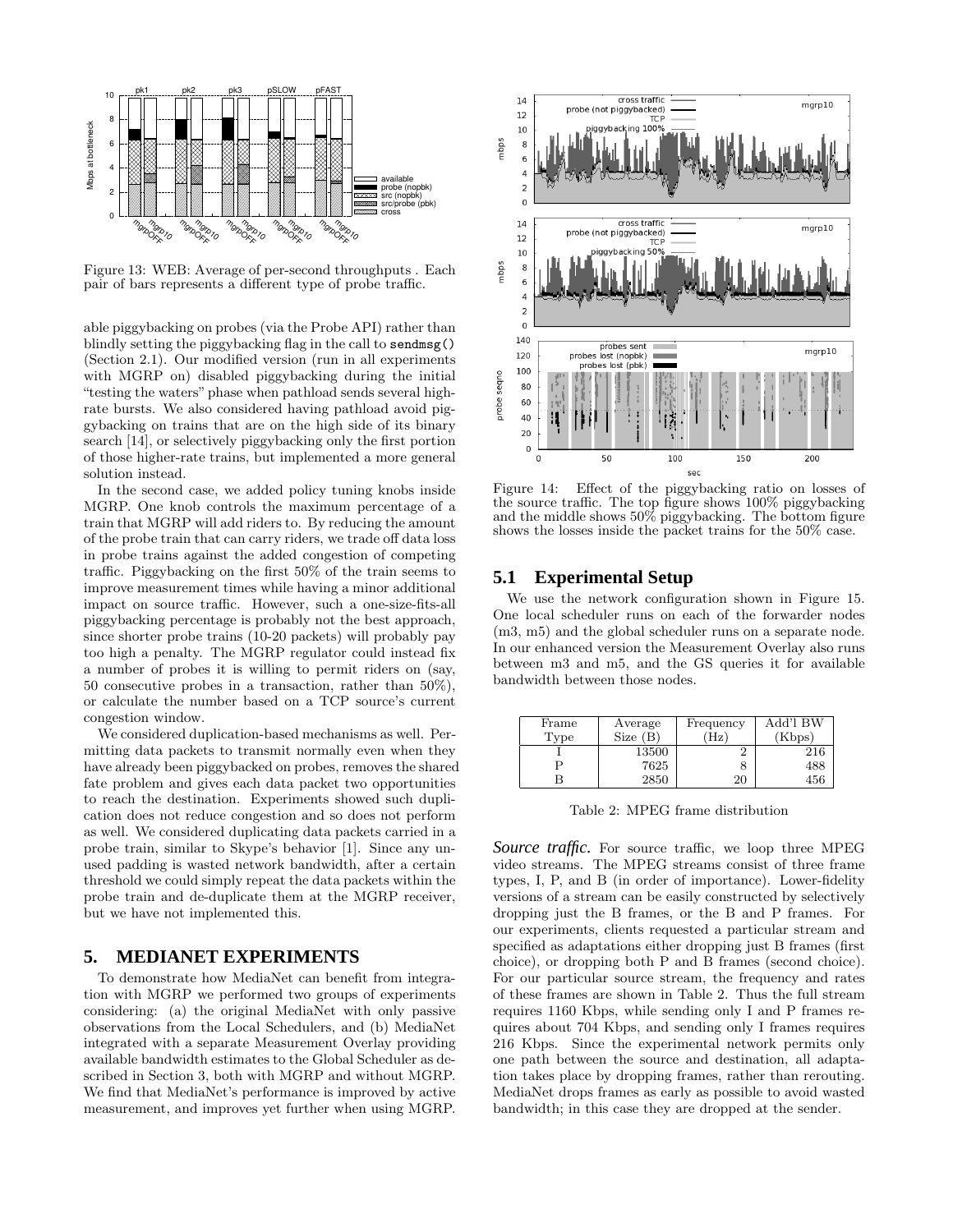Figure 13: WEB: Average of per-second throughputs . Each pair of bars represents a different type of probe traffic.

able piggybacking on probes (via the Probe API) rather than blindly setting the piggybacking flag in the call to `sendmsg()` (Section 2.1). Our modified version (run in all experiments with MGRP on) disabled piggybacking during the initial "testing the waters" phase when pathload sends several high-rate bursts. We also considered having pathload avoid piggybacking on trains that are on the high side of its binary search [14], or selectively piggybacking only the first portion of those higher-rate trains, but implemented a more general solution instead.

In the second case, we added policy tuning knobs inside MGRP. One knob controls the maximum percentage of a train that MGRP will add riders to. By reducing the amount of the probe train that can carry riders, we trade off data loss in probe trains against the added congestion of competing traffic. Piggybacking on the first 50% of the train seems to improve measurement times while having a minor additional impact on source traffic. However, such a one-size-fits-all piggybacking percentage is probably not the best approach, since shorter probe trains (10-20 packets) will probably pay too high a penalty. The MGRP regulator could instead fix a number of probes it is willing to permit riders on (say, 50 consecutive probes in a transaction, rather than 50%), or calculate the number based on a TCP source's current congestion window.

We considered duplication-based mechanisms as well. Permitting data packets to transmit normally even when they have already been piggybacked on probes, removes the shared fate problem and gives each data packet two opportunities to reach the destination. Experiments showed such duplication does not reduce congestion and so does not perform as well. We considered duplicating data packets carried in a probe train, similar to Skype's behavior [1]. Since any unused padding is wasted network bandwidth, after a certain threshold we could simply repeat the data packets within the probe train and de-duplicate them at the MGRP receiver, but we have not implemented this.

## 5. MEDIANET EXPERIMENTS

To demonstrate how MediaNet can benefit from integration with MGRP we performed two groups of experiments considering: (a) the original MediaNet with only passive observations from the Local Schedulers, and (b) MediaNet integrated with a separate Measurement Overlay providing available bandwidth estimates to the Global Scheduler as described in Section 3, both with MGRP and without MGRP. We find that MediaNet's performance is improved by active measurement, and improves yet further when using MGRP.

Figure 14: Effect of the piggybacking ratio on losses of the source traffic. The top figure shows 100% piggybacking and the middle shows 50% piggybacking. The bottom figure shows the losses inside the packet trains for the 50% case.

### 5.1 Experimental Setup

We use the network configuration shown in Figure 15. One local scheduler runs on each of the forwarder nodes (m3, m5) and the global scheduler runs on a separate node. In our enhanced version the Measurement Overlay also runs between m3 and m5, and the GS queries it for available bandwidth between those nodes.

| Frame Type | Average Size (B) | Frequency (Hz) | Add'l BW (Kbps) |
|---|---|---|---|
| I | 13500 | 2 | 216 |
| P | 7625 | 8 | 488 |
| B | 2850 | 20 | 456 |

Table 2: MPEG frame distribution

***Source traffic.*** For source traffic, we loop three MPEG video streams. The MPEG streams consist of three frame types, I, P, and B (in order of importance). Lower-fidelity versions of a stream can be easily constructed by selectively dropping just the B frames, or the B and P frames. For our experiments, clients requested a particular stream and specified as adaptations either dropping just B frames (first choice), or dropping both P and B frames (second choice). For our particular source stream, the frequency and rates of these frames are shown in Table 2. Thus the full stream requires 1160 Kbps, while sending only I and P frames requires about 704 Kbps, and sending only I frames requires 216 Kbps. Since the experimental network permits only one path between the source and destination, all adaptation takes place by dropping frames, rather than rerouting. MediaNet drops frames as early as possible to avoid wasted bandwidth; in this case they are dropped at the sender.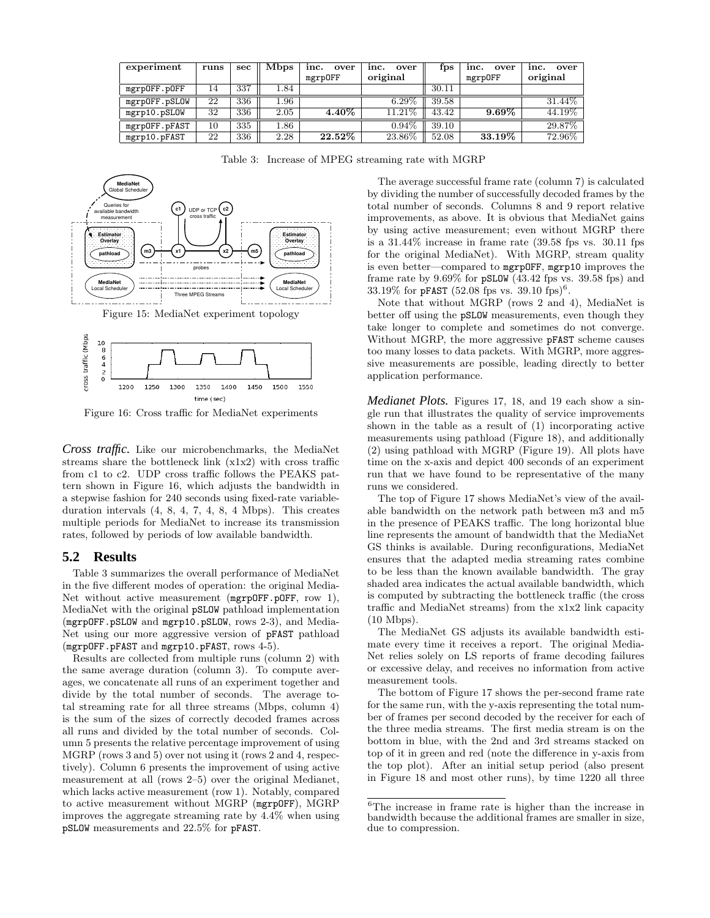| experiment | runs | sec | Mbps | inc. over mgrpOFF | inc. over original | fps | inc. over mgrpOFF | inc. over original |
|---|---|---|---|---|---|---|---|---|
| mgrpOFF.pOFF | 14 | 337 | 1.84 | | | 30.11 | | |
| mgrpOFF.pSLOW | 22 | 336 | 1.96 | | 6.29% | 39.58 | | 31.44% |
| mgrp10.pSLOW | 32 | 336 | 2.05 | **4.40%** | 11.21% | 43.42 | **9.69%** | 44.19% |
| mgrpOFF.pFAST | 10 | 335 | 1.86 | | 0.94% | 39.10 | | 29.87% |
| mgrp10.pFAST | 22 | 336 | 2.28 | **22.52%** | 23.86% | 52.08 | **33.19%** | 72.96% |

Table 3: Increase of MPEG streaming rate with MGRP

Figure 15: MediaNet experiment topology

Figure 16: Cross traffic for MediaNet experiments

***Cross traffic.*** Like our microbenchmarks, the MediaNet streams share the bottleneck link (x1x2) with cross traffic from c1 to c2. UDP cross traffic follows the PEAKS pattern shown in Figure 16, which adjusts the bandwidth in a stepwise fashion for 240 seconds using fixed-rate variable-duration intervals (4, 8, 4, 7, 4, 8, 4 Mbps). This creates multiple periods for MediaNet to increase its transmission rates, followed by periods of low available bandwidth.

## 5.2 Results

Table 3 summarizes the overall performance of MediaNet in the five different modes of operation: the original MediaNet without active measurement (mgrpOFF.pOFF, row 1), MediaNet with the original pSLOW pathload implementation (mgrpOFF.pSLOW and mgrp10.pSLOW, rows 2-3), and MediaNet using our more aggressive version of pFAST pathload (mgrpOFF.pFAST and mgrp10.pFAST, rows 4-5).

Results are collected from multiple runs (column 2) with the same average duration (column 3). To compute averages, we concatenate all runs of an experiment together and divide by the total number of seconds. The average total streaming rate for all three streams (Mbps, column 4) is the sum of the sizes of correctly decoded frames across all runs and divided by the total number of seconds. Column 5 presents the relative percentage improvement of using MGRP (rows 3 and 5) over not using it (rows 2 and 4, respectively). Column 6 presents the improvement of using active measurement at all (rows 2–5) over the original Medianet, which lacks active measurement (row 1). Notably, compared to active measurement without MGRP (mgrpOFF), MGRP improves the aggregate streaming rate by 4.4% when using pSLOW measurements and 22.5% for pFAST.

The average successful frame rate (column 7) is calculated by dividing the number of successfully decoded frames by the total number of seconds. Columns 8 and 9 report relative improvements, as above. It is obvious that MediaNet gains by using active measurement; even without MGRP there is a 31.44% increase in frame rate (39.58 fps vs. 30.11 fps for the original MediaNet). With MGRP, stream quality is even better—compared to mgrpOFF, mgrp10 improves the frame rate by 9.69% for pSLOW (43.42 fps vs. 39.58 fps) and 33.19% for pFAST (52.08 fps vs. 39.10 fps)[6].

Note that without MGRP (rows 2 and 4), MediaNet is better off using the pSLOW measurements, even though they take longer to complete and sometimes do not converge. Without MGRP, the more aggressive pFAST scheme causes too many losses to data packets. With MGRP, more aggressive measurements are possible, leading directly to better application performance.

***Medianet Plots.*** Figures 17, 18, and 19 each show a single run that illustrates the quality of service improvements shown in the table as a result of (1) incorporating active measurements using pathload (Figure 18), and additionally (2) using pathload with MGRP (Figure 19). All plots have time on the x-axis and depict 400 seconds of an experiment run that we have found to be representative of the many runs we considered.

The top of Figure 17 shows MediaNet's view of the available bandwidth on the network path between m3 and m5 in the presence of PEAKS traffic. The long horizontal blue line represents the amount of bandwidth that the MediaNet GS thinks is available. During reconfigurations, MediaNet ensures that the adapted media streaming rates combine to be less than the known available bandwidth. The gray shaded area indicates the actual available bandwidth, which is computed by subtracting the bottleneck traffic (the cross traffic and MediaNet streams) from the x1x2 link capacity (10 Mbps).

The MediaNet GS adjusts its available bandwidth estimate every time it receives a report. The original MediaNet relies solely on LS reports of frame decoding failures or excessive delay, and receives no information from active measurement tools.

The bottom of Figure 17 shows the per-second frame rate for the same run, with the y-axis representing the total number of frames per second decoded by the receiver for each of the three media streams. The first media stream is on the bottom in blue, with the 2nd and 3rd streams stacked on top of it in green and red (note the difference in y-axis from the top plot). After an initial setup period (also present in Figure 18 and most other runs), by time 1220 all three

[6] The increase in frame rate is higher than the increase in bandwidth because the additional frames are smaller in size, due to compression.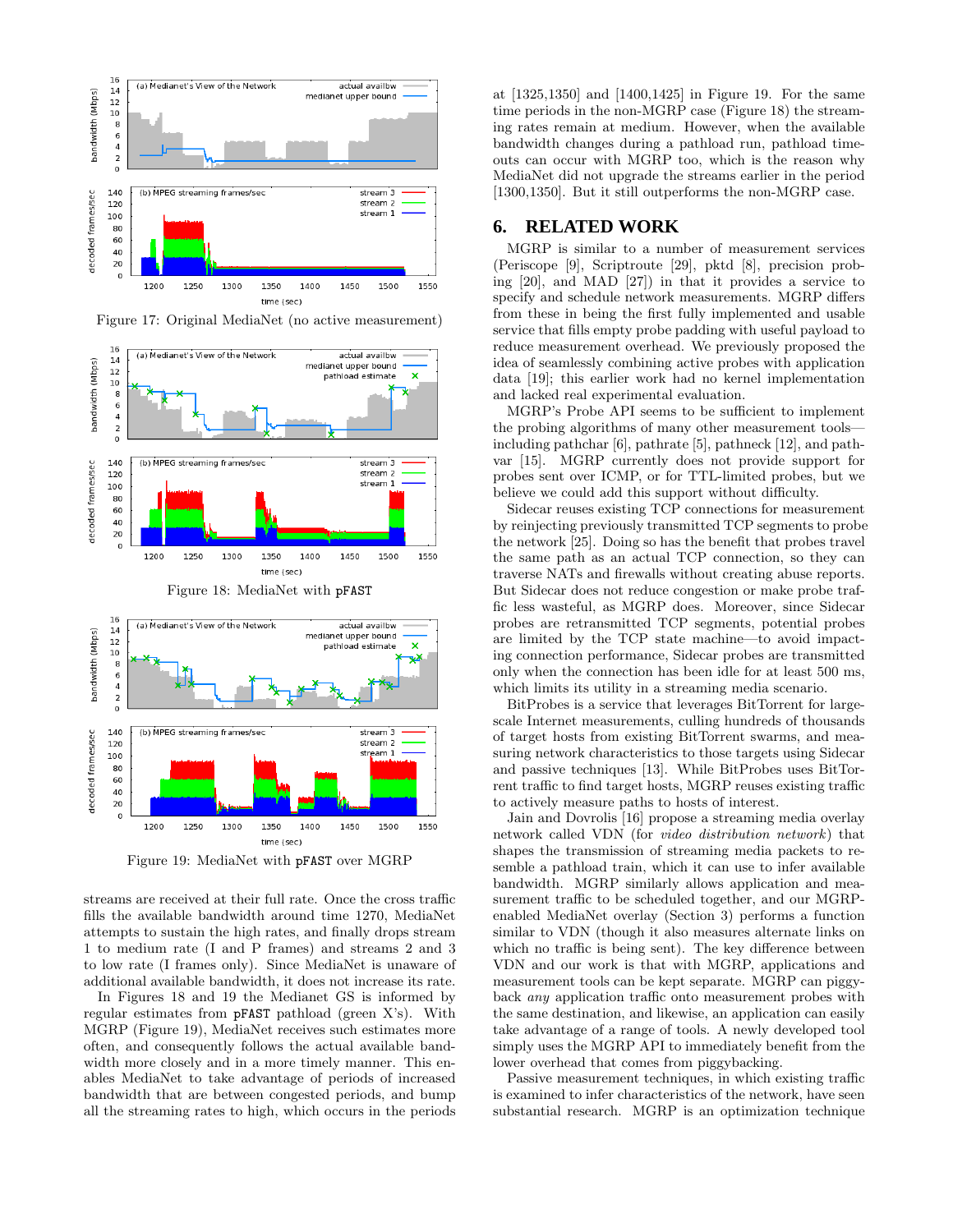Figure 17: Original MediaNet (no active measurement)

Figure 18: MediaNet with `pFAST`

Figure 19: MediaNet with `pFAST` over MGRP

streams are received at their full rate. Once the cross traffic fills the available bandwidth around time 1270, MediaNet attempts to sustain the high rates, and finally drops stream 1 to medium rate (I and P frames) and streams 2 and 3 to low rate (I frames only). Since MediaNet is unaware of additional available bandwidth, it does not increase its rate.

In Figures 18 and 19 the Medianet GS is informed by regular estimates from `pFAST` pathload (green X's). With MGRP (Figure 19), MediaNet receives such estimates more often, and consequently follows the actual available bandwidth more closely and in a more timely manner. This enables MediaNet to take advantage of periods of increased bandwidth that are between congested periods, and bump all the streaming rates to high, which occurs in the periods at [1325,1350] and [1400,1425] in Figure 19. For the same time periods in the non-MGRP case (Figure 18) the streaming rates remain at medium. However, when the available bandwidth changes during a pathload run, pathload timeouts can occur with MGRP too, which is the reason why MediaNet did not upgrade the streams earlier in the period [1300,1350]. But it still outperforms the non-MGRP case.

## 6. RELATED WORK

MGRP is similar to a number of measurement services (Periscope [9], Scriptroute [29], pktd [8], precision probing [20], and MAD [27]) in that it provides a service to specify and schedule network measurements. MGRP differs from these in being the first fully implemented and usable service that fills empty probe padding with useful payload to reduce measurement overhead. We previously proposed the idea of seamlessly combining active probes with application data [19]; this earlier work had no kernel implementation and lacked real experimental evaluation.

MGRP's Probe API seems to be sufficient to implement the probing algorithms of many other measurement tools—including pathchar [6], pathrate [5], pathneck [12], and pathvar [15]. MGRP currently does not provide support for probes sent over ICMP, or for TTL-limited probes, but we believe we could add this support without difficulty.

Sidecar reuses existing TCP connections for measurement by reinjecting previously transmitted TCP segments to probe the network [25]. Doing so has the benefit that probes travel the same path as an actual TCP connection, so they can traverse NATs and firewalls without creating abuse reports. But Sidecar does not reduce congestion or make probe traffic less wasteful, as MGRP does. Moreover, since Sidecar probes are retransmitted TCP segments, potential probes are limited by the TCP state machine—to avoid impacting connection performance, Sidecar probes are transmitted only when the connection has been idle for at least 500 ms, which limits its utility in a streaming media scenario.

BitProbes is a service that leverages BitTorrent for large-scale Internet measurements, culling hundreds of thousands of target hosts from existing BitTorrent swarms, and measuring network characteristics to those targets using Sidecar and passive techniques [13]. While BitProbes uses BitTorrent traffic to find target hosts, MGRP reuses existing traffic to actively measure paths to hosts of interest.

Jain and Dovrolis [16] propose a streaming media overlay network called VDN (for *video distribution network*) that shapes the transmission of streaming media packets to resemble a pathload train, which it can use to infer available bandwidth. MGRP similarly allows application and measurement traffic to be scheduled together, and our MGRP-enabled MediaNet overlay (Section 3) performs a function similar to VDN (though it also measures alternate links on which no traffic is being sent). The key difference between VDN and our work is that with MGRP, applications and measurement tools can be kept separate. MGRP can piggyback *any* application traffic onto measurement probes with the same destination, and likewise, an application can easily take advantage of a range of tools. A newly developed tool simply uses the MGRP API to immediately benefit from the lower overhead that comes from piggybacking.

Passive measurement techniques, in which existing traffic is examined to infer characteristics of the network, have seen substantial research. MGRP is an optimization technique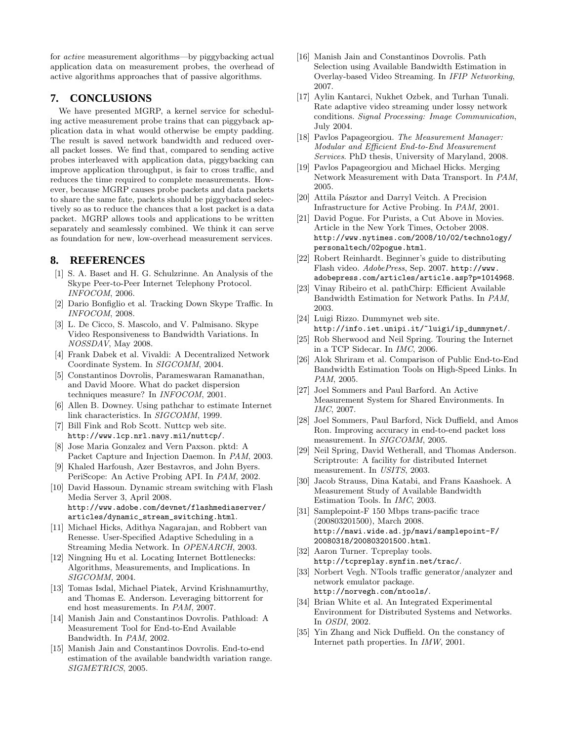for *active* measurement algorithms—by piggybacking actual application data on measurement probes, the overhead of active algorithms approaches that of passive algorithms.

## 7. CONCLUSIONS

We have presented MGRP, a kernel service for scheduling active measurement probe trains that can piggyback application data in what would otherwise be empty padding. The result is saved network bandwidth and reduced overall packet losses. We find that, compared to sending active probes interleaved with application data, piggybacking can improve application throughput, is fair to cross traffic, and reduces the time required to complete measurements. However, because MGRP causes probe packets and data packets to share the same fate, packets should be piggybacked selectively so as to reduce the chances that a lost packet is a data packet. MGRP allows tools and applications to be written separately and seamlessly combined. We think it can serve as foundation for new, low-overhead measurement services.

## 8. REFERENCES

[1] S. A. Baset and H. G. Schulzrinne. An Analysis of the Skype Peer-to-Peer Internet Telephony Protocol. *INFOCOM*, 2006.

[2] Dario Bonfiglio et al. Tracking Down Skype Traffic. In *INFOCOM*, 2008.

[3] L. De Cicco, S. Mascolo, and V. Palmisano. Skype Video Responsiveness to Bandwidth Variations. In *NOSSDAV*, May 2008.

[4] Frank Dabek et al. Vivaldi: A Decentralized Network Coordinate System. In *SIGCOMM*, 2004.

[5] Constantinos Dovrolis, Parameswaran Ramanathan, and David Moore. What do packet dispersion techniques measure? In *INFOCOM*, 2001.

[6] Allen B. Downey. Using pathchar to estimate Internet link characteristics. In *SIGCOMM*, 1999.

[7] Bill Fink and Rob Scott. Nuttcp web site. http://www.lcp.nrl.navy.mil/nuttcp/.

[8] Jose Maria Gonzalez and Vern Paxson. pktd: A Packet Capture and Injection Daemon. In *PAM*, 2003.

[9] Khaled Harfoush, Azer Bestavros, and John Byers. PeriScope: An Active Probing API. In *PAM*, 2002.

[10] David Hassoun. Dynamic stream switching with Flash Media Server 3, April 2008. http://www.adobe.com/devnet/flashmediaserver/articles/dynamic_stream_switching.html.

[11] Michael Hicks, Adithya Nagarajan, and Robbert van Renesse. User-Specified Adaptive Scheduling in a Streaming Media Network. In *OPENARCH*, 2003.

[12] Ningning Hu et al. Locating Internet Bottlenecks: Algorithms, Measurements, and Implications. In *SIGCOMM*, 2004.

[13] Tomas Isdal, Michael Piatek, Arvind Krishnamurthy, and Thomas E. Anderson. Leveraging bittorrent for end host measurements. In *PAM*, 2007.

[14] Manish Jain and Constantinos Dovrolis. Pathload: A Measurement Tool for End-to-End Available Bandwidth. In *PAM*, 2002.

[15] Manish Jain and Constantinos Dovrolis. End-to-end estimation of the available bandwidth variation range. *SIGMETRICS*, 2005.

[16] Manish Jain and Constantinos Dovrolis. Path Selection using Available Bandwidth Estimation in Overlay-based Video Streaming. In *IFIP Networking*, 2007.

[17] Aylin Kantarci, Nukhet Ozbek, and Turhan Tunali. Rate adaptive video streaming under lossy network conditions. *Signal Processing: Image Communication*, July 2004.

[18] Pavlos Papageorgiou. *The Measurement Manager: Modular and Efficient End-to-End Measurement Services*. PhD thesis, University of Maryland, 2008.

[19] Pavlos Papageorgiou and Michael Hicks. Merging Network Measurement with Data Transport. In *PAM*, 2005.

[20] Attila Pásztor and Darryl Veitch. A Precision Infrastructure for Active Probing. In *PAM*, 2001.

[21] David Pogue. For Purists, a Cut Above in Movies. Article in the New York Times, October 2008. http://www.nytimes.com/2008/10/02/technology/personaltech/02pogue.html.

[22] Robert Reinhardt. Beginner's guide to distributing Flash video. *AdobePress*, Sep. 2007. http://www.adobepress.com/articles/article.asp?p=1014968.

[23] Vinay Ribeiro et al. pathChirp: Efficient Available Bandwidth Estimation for Network Paths. In *PAM*, 2003.

[24] Luigi Rizzo. Dummynet web site. http://info.iet.unipi.it/~luigi/ip_dummynet/.

[25] Rob Sherwood and Neil Spring. Touring the Internet in a TCP Sidecar. In *IMC*, 2006.

[26] Alok Shriram et al. Comparison of Public End-to-End Bandwidth Estimation Tools on High-Speed Links. In *PAM*, 2005.

[27] Joel Sommers and Paul Barford. An Active Measurement System for Shared Environments. In *IMC*, 2007.

[28] Joel Sommers, Paul Barford, Nick Duffield, and Amos Ron. Improving accuracy in end-to-end packet loss measurement. In *SIGCOMM*, 2005.

[29] Neil Spring, David Wetherall, and Thomas Anderson. Scriptroute: A facility for distributed Internet measurement. In *USITS*, 2003.

[30] Jacob Strauss, Dina Katabi, and Frans Kaashoek. A Measurement Study of Available Bandwidth Estimation Tools. In *IMC*, 2003.

[31] Samplepoint-F 150 Mbps trans-pacific trace (200803201500), March 2008. http://mawi.wide.ad.jp/mawi/samplepoint-F/20080318/200803201500.html.

[32] Aaron Turner. Tcpreplay tools. http://tcpreplay.synfin.net/trac/.

[33] Norbert Vegh. NTools traffic generator/analyzer and network emulator package. http://norvegh.com/ntools/.

[34] Brian White et al. An Integrated Experimental Environment for Distributed Systems and Networks. In *OSDI*, 2002.

[35] Yin Zhang and Nick Duffield. On the constancy of Internet path properties. In *IMW*, 2001.